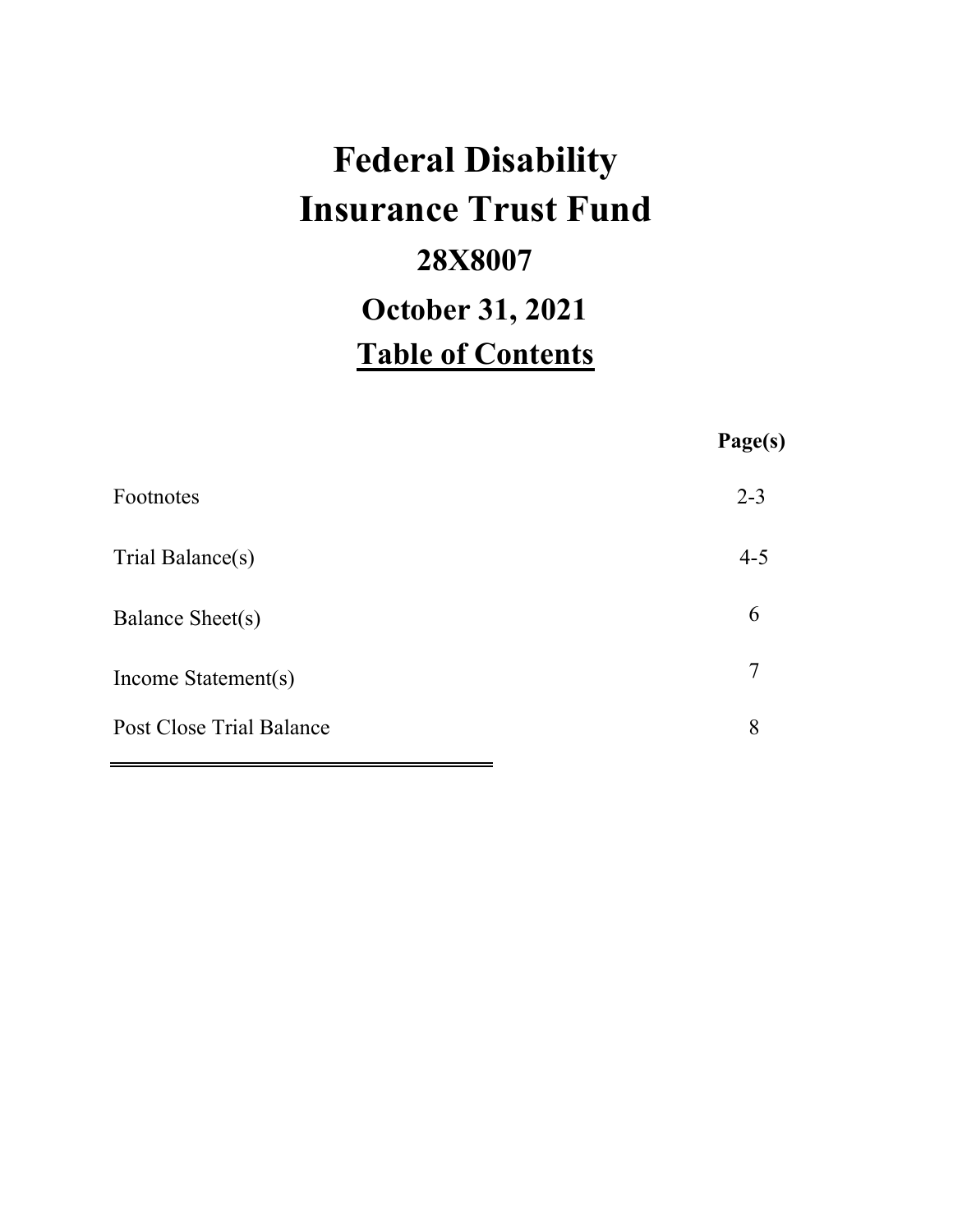# Federal Disability Insurance Trust Fund

## 28X8007

## October 31, 2021

## Table of Contents

| | Page(s) |
|---|---|
| Footnotes | 2-3 |
| Trial Balance(s) | 4-5 |
| Balance Sheet(s) | 6 |
| Income Statement(s) | 7 |
| Post Close Trial Balance | 8 |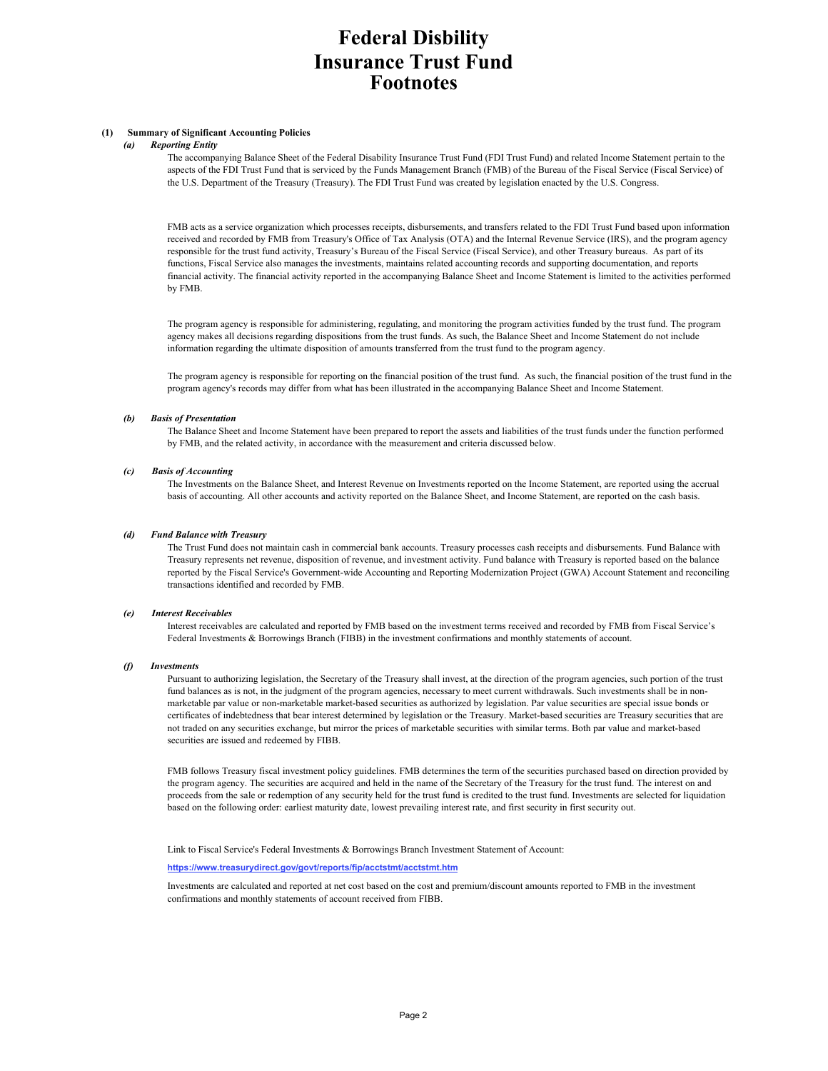# Federal Disbility Insurance Trust Fund Footnotes

**(1) Summary of Significant Accounting Policies**

***(a) Reporting Entity***

The accompanying Balance Sheet of the Federal Disability Insurance Trust Fund (FDI Trust Fund) and related Income Statement pertain to the aspects of the FDI Trust Fund that is serviced by the Funds Management Branch (FMB) of the Bureau of the Fiscal Service (Fiscal Service) of the U.S. Department of the Treasury (Treasury). The FDI Trust Fund was created by legislation enacted by the U.S. Congress.

FMB acts as a service organization which processes receipts, disbursements, and transfers related to the FDI Trust Fund based upon information received and recorded by FMB from Treasury's Office of Tax Analysis (OTA) and the Internal Revenue Service (IRS), and the program agency responsible for the trust fund activity, Treasury's Bureau of the Fiscal Service (Fiscal Service), and other Treasury bureaus. As part of its functions, Fiscal Service also manages the investments, maintains related accounting records and supporting documentation, and reports financial activity. The financial activity reported in the accompanying Balance Sheet and Income Statement is limited to the activities performed by FMB.

The program agency is responsible for administering, regulating, and monitoring the program activities funded by the trust fund. The program agency makes all decisions regarding dispositions from the trust funds. As such, the Balance Sheet and Income Statement do not include information regarding the ultimate disposition of amounts transferred from the trust fund to the program agency.

The program agency is responsible for reporting on the financial position of the trust fund. As such, the financial position of the trust fund in the program agency's records may differ from what has been illustrated in the accompanying Balance Sheet and Income Statement.

***(b) Basis of Presentation***

The Balance Sheet and Income Statement have been prepared to report the assets and liabilities of the trust funds under the function performed by FMB, and the related activity, in accordance with the measurement and criteria discussed below.

***(c) Basis of Accounting***

The Investments on the Balance Sheet, and Interest Revenue on Investments reported on the Income Statement, are reported using the accrual basis of accounting. All other accounts and activity reported on the Balance Sheet, and Income Statement, are reported on the cash basis.

***(d) Fund Balance with Treasury***

The Trust Fund does not maintain cash in commercial bank accounts. Treasury processes cash receipts and disbursements. Fund Balance with Treasury represents net revenue, disposition of revenue, and investment activity. Fund balance with Treasury is reported based on the balance reported by the Fiscal Service's Government-wide Accounting and Reporting Modernization Project (GWA) Account Statement and reconciling transactions identified and recorded by FMB.

***(e) Interest Receivables***

Interest receivables are calculated and reported by FMB based on the investment terms received and recorded by FMB from Fiscal Service's Federal Investments & Borrowings Branch (FIBB) in the investment confirmations and monthly statements of account.

***(f) Investments***

Pursuant to authorizing legislation, the Secretary of the Treasury shall invest, at the direction of the program agencies, such portion of the trust fund balances as is not, in the judgment of the program agencies, necessary to meet current withdrawals. Such investments shall be in non-marketable par value or non-marketable market-based securities as authorized by legislation. Par value securities are special issue bonds or certificates of indebtedness that bear interest determined by legislation or the Treasury. Market-based securities are Treasury securities that are not traded on any securities exchange, but mirror the prices of marketable securities with similar terms. Both par value and market-based securities are issued and redeemed by FIBB.

FMB follows Treasury fiscal investment policy guidelines. FMB determines the term of the securities purchased based on direction provided by the program agency. The securities are acquired and held in the name of the Secretary of the Treasury for the trust fund. The interest on and proceeds from the sale or redemption of any security held for the trust fund is credited to the trust fund. Investments are selected for liquidation based on the following order: earliest maturity date, lowest prevailing interest rate, and first security in first security out.

Link to Fiscal Service's Federal Investments & Borrowings Branch Investment Statement of Account:

https://www.treasurydirect.gov/govt/reports/fip/acctstmt/acctstmt.htm

Investments are calculated and reported at net cost based on the cost and premium/discount amounts reported to FMB in the investment confirmations and monthly statements of account received from FIBB.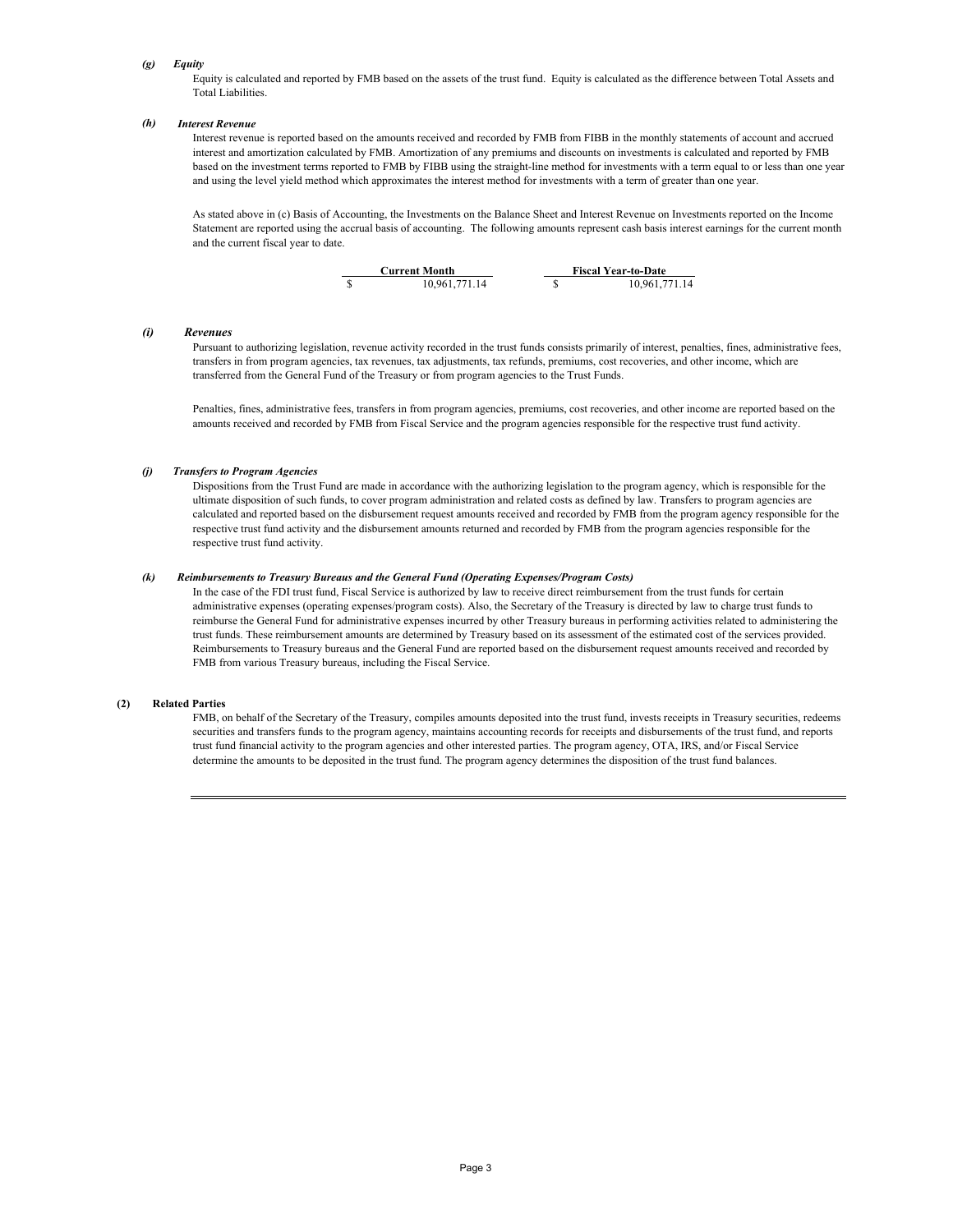*(g) Equity*

Equity is calculated and reported by FMB based on the assets of the trust fund. Equity is calculated as the difference between Total Assets and Total Liabilities.

*(h) Interest Revenue*

Interest revenue is reported based on the amounts received and recorded by FMB from FIBB in the monthly statements of account and accrued interest and amortization calculated by FMB. Amortization of any premiums and discounts on investments is calculated and reported by FMB based on the investment terms reported to FMB by FIBB using the straight-line method for investments with a term equal to or less than one year and using the level yield method which approximates the interest method for investments with a term of greater than one year.

As stated above in (c) Basis of Accounting, the Investments on the Balance Sheet and Interest Revenue on Investments reported on the Income Statement are reported using the accrual basis of accounting. The following amounts represent cash basis interest earnings for the current month and the current fiscal year to date.

| Current Month | Fiscal Year-to-Date |
|---|---|
| $ 10,961,771.14 | $ 10,961,771.14 |

*(i) Revenues*

Pursuant to authorizing legislation, revenue activity recorded in the trust funds consists primarily of interest, penalties, fines, administrative fees, transfers in from program agencies, tax revenues, tax adjustments, tax refunds, premiums, cost recoveries, and other income, which are transferred from the General Fund of the Treasury or from program agencies to the Trust Funds.

Penalties, fines, administrative fees, transfers in from program agencies, premiums, cost recoveries, and other income are reported based on the amounts received and recorded by FMB from Fiscal Service and the program agencies responsible for the respective trust fund activity.

*(j) Transfers to Program Agencies*

Dispositions from the Trust Fund are made in accordance with the authorizing legislation to the program agency, which is responsible for the ultimate disposition of such funds, to cover program administration and related costs as defined by law. Transfers to program agencies are calculated and reported based on the disbursement request amounts received and recorded by FMB from the program agency responsible for the respective trust fund activity and the disbursement amounts returned and recorded by FMB from the program agencies responsible for the respective trust fund activity.

*(k) Reimbursements to Treasury Bureaus and the General Fund (Operating Expenses/Program Costs)*

In the case of the FDI trust fund, Fiscal Service is authorized by law to receive direct reimbursement from the trust funds for certain administrative expenses (operating expenses/program costs). Also, the Secretary of the Treasury is directed by law to charge trust funds to reimburse the General Fund for administrative expenses incurred by other Treasury bureaus in performing activities related to administering the trust funds. These reimbursement amounts are determined by Treasury based on its assessment of the estimated cost of the services provided. Reimbursements to Treasury bureaus and the General Fund are reported based on the disbursement request amounts received and recorded by FMB from various Treasury bureaus, including the Fiscal Service.

**(2) Related Parties**

FMB, on behalf of the Secretary of the Treasury, compiles amounts deposited into the trust fund, invests receipts in Treasury securities, redeems securities and transfers funds to the program agency, maintains accounting records for receipts and disbursements of the trust fund, and reports trust fund financial activity to the program agencies and other interested parties. The program agency, OTA, IRS, and/or Fiscal Service determine the amounts to be deposited in the trust fund. The program agency determines the disposition of the trust fund balances.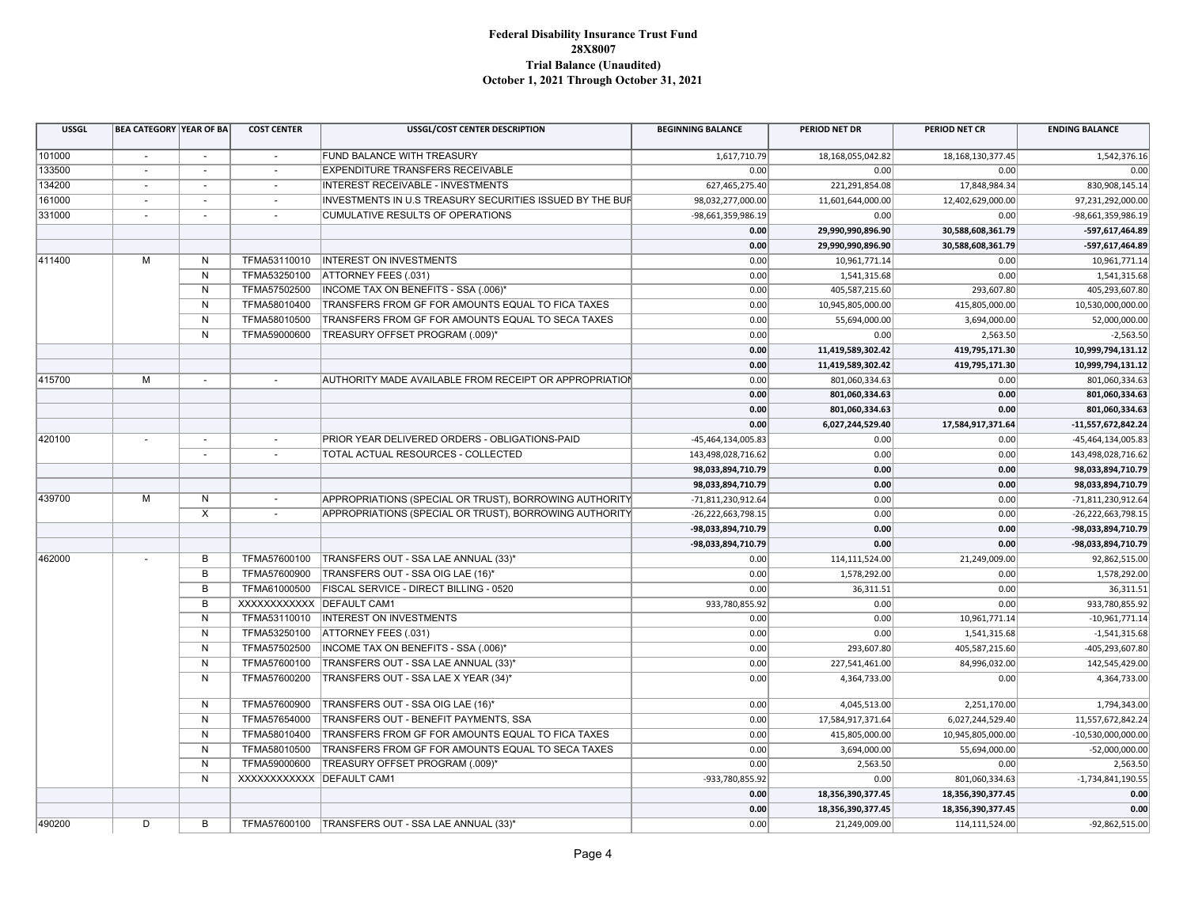# Federal Disability Insurance Trust Fund
## 28X8007
## Trial Balance (Unaudited)
## October 1, 2021 Through October 31, 2021

| USSGL | BEA CATEGORY | YEAR OF BA | COST CENTER | USSGL/COST CENTER DESCRIPTION | BEGINNING BALANCE | PERIOD NET DR | PERIOD NET CR | ENDING BALANCE |
|---|---|---|---|---|---|---|---|---|
| 101000 | - | - | - | FUND BALANCE WITH TREASURY | 1,617,710.79 | 18,168,055,042.82 | 18,168,130,377.45 | 1,542,376.16 |
| 133500 | - | - | - | EXPENDITURE TRANSFERS RECEIVABLE | 0.00 | 0.00 | 0.00 | 0.00 |
| 134200 | - | - | - | INTEREST RECEIVABLE - INVESTMENTS | 627,465,275.40 | 221,291,854.08 | 17,848,984.34 | 830,908,145.14 |
| 161000 | - | - | - | INVESTMENTS IN U.S TREASURY SECURITIES ISSUED BY THE BUR | 98,032,277,000.00 | 11,601,644,000.00 | 12,402,629,000.00 | 97,231,292,000.00 |
| 331000 | - | - | - | CUMULATIVE RESULTS OF OPERATIONS | -98,661,359,986.19 | 0.00 | 0.00 | -98,661,359,986.19 |
| | | | | | **0.00** | **29,990,990,896.90** | **30,588,608,361.79** | **-597,617,464.89** |
| | | | | | **0.00** | **29,990,990,896.90** | **30,588,608,361.79** | **-597,617,464.89** |
| 411400 | M | N | TFMA53110010 | INTEREST ON INVESTMENTS | 0.00 | 10,961,771.14 | 0.00 | 10,961,771.14 |
| | | N | TFMA53250100 | ATTORNEY FEES (.031) | 0.00 | 1,541,315.68 | 0.00 | 1,541,315.68 |
| | | N | TFMA57502500 | INCOME TAX ON BENEFITS - SSA (.006)* | 0.00 | 405,587,215.60 | 293,607.80 | 405,293,607.80 |
| | | N | TFMA58010400 | TRANSFERS FROM GF FOR AMOUNTS EQUAL TO FICA TAXES | 0.00 | 10,945,805,000.00 | 415,805,000.00 | 10,530,000,000.00 |
| | | N | TFMA58010500 | TRANSFERS FROM GF FOR AMOUNTS EQUAL TO SECA TAXES | 0.00 | 55,694,000.00 | 3,694,000.00 | 52,000,000.00 |
| | | N | TFMA59000600 | TREASURY OFFSET PROGRAM (.009)* | 0.00 | 0.00 | 2,563.50 | -2,563.50 |
| | | | | | **0.00** | **11,419,589,302.42** | **419,795,171.30** | **10,999,794,131.12** |
| | | | | | **0.00** | **11,419,589,302.42** | **419,795,171.30** | **10,999,794,131.12** |
| 415700 | M | - | - | AUTHORITY MADE AVAILABLE FROM RECEIPT OR APPROPRIATION | 0.00 | 801,060,334.63 | 0.00 | 801,060,334.63 |
| | | | | | **0.00** | **801,060,334.63** | **0.00** | **801,060,334.63** |
| | | | | | **0.00** | **801,060,334.63** | **0.00** | **801,060,334.63** |
| | | | | | **0.00** | **6,027,244,529.40** | **17,584,917,371.64** | **-11,557,672,842.24** |
| 420100 | - | - | - | PRIOR YEAR DELIVERED ORDERS - OBLIGATIONS-PAID | -45,464,134,005.83 | 0.00 | 0.00 | -45,464,134,005.83 |
| | | - | - | TOTAL ACTUAL RESOURCES - COLLECTED | 143,498,028,716.62 | 0.00 | 0.00 | 143,498,028,716.62 |
| | | | | | **98,033,894,710.79** | **0.00** | **0.00** | **98,033,894,710.79** |
| | | | | | **98,033,894,710.79** | **0.00** | **0.00** | **98,033,894,710.79** |
| 439700 | M | N | - | APPROPRIATIONS (SPECIAL OR TRUST), BORROWING AUTHORITY | -71,811,230,912.64 | 0.00 | 0.00 | -71,811,230,912.64 |
| | | X | - | APPROPRIATIONS (SPECIAL OR TRUST), BORROWING AUTHORITY | -26,222,663,798.15 | 0.00 | 0.00 | -26,222,663,798.15 |
| | | | | | **-98,033,894,710.79** | **0.00** | **0.00** | **-98,033,894,710.79** |
| | | | | | **-98,033,894,710.79** | **0.00** | **0.00** | **-98,033,894,710.79** |
| 462000 | - | B | TFMA57600100 | TRANSFERS OUT - SSA LAE ANNUAL (33)* | 0.00 | 114,111,524.00 | 21,249,009.00 | 92,862,515.00 |
| | | B | TFMA57600900 | TRANSFERS OUT - SSA OIG LAE (16)* | 0.00 | 1,578,292.00 | 0.00 | 1,578,292.00 |
| | | B | TFMA61000500 | FISCAL SERVICE - DIRECT BILLING - 0520 | 0.00 | 36,311.51 | 0.00 | 36,311.51 |
| | | B | XXXXXXXXXXXX | DEFAULT CAM1 | 933,780,855.92 | 0.00 | 0.00 | 933,780,855.92 |
| | | N | TFMA53110010 | INTEREST ON INVESTMENTS | 0.00 | 0.00 | 10,961,771.14 | -10,961,771.14 |
| | | N | TFMA53250100 | ATTORNEY FEES (.031) | 0.00 | 0.00 | 1,541,315.68 | -1,541,315.68 |
| | | N | TFMA57502500 | INCOME TAX ON BENEFITS - SSA (.006)* | 0.00 | 293,607.80 | 405,587,215.60 | -405,293,607.80 |
| | | N | TFMA57600100 | TRANSFERS OUT - SSA LAE ANNUAL (33)* | 0.00 | 227,541,461.00 | 84,996,032.00 | 142,545,429.00 |
| | | N | TFMA57600200 | TRANSFERS OUT - SSA LAE X YEAR (34)* | 0.00 | 4,364,733.00 | 0.00 | 4,364,733.00 |
| | | N | TFMA57600900 | TRANSFERS OUT - SSA OIG LAE (16)* | 0.00 | 4,045,513.00 | 2,251,170.00 | 1,794,343.00 |
| | | N | TFMA57654000 | TRANSFERS OUT - BENEFIT PAYMENTS, SSA | 0.00 | 17,584,917,371.64 | 6,027,244,529.40 | 11,557,672,842.24 |
| | | N | TFMA58010400 | TRANSFERS FROM GF FOR AMOUNTS EQUAL TO FICA TAXES | 0.00 | 415,805,000.00 | 10,945,805,000.00 | -10,530,000,000.00 |
| | | N | TFMA58010500 | TRANSFERS FROM GF FOR AMOUNTS EQUAL TO SECA TAXES | 0.00 | 3,694,000.00 | 55,694,000.00 | -52,000,000.00 |
| | | N | TFMA59000600 | TREASURY OFFSET PROGRAM (.009)* | 0.00 | 2,563.50 | 0.00 | 2,563.50 |
| | | N | XXXXXXXXXXXX | DEFAULT CAM1 | -933,780,855.92 | 0.00 | 801,060,334.63 | -1,734,841,190.55 |
| | | | | | **0.00** | **18,356,390,377.45** | **18,356,390,377.45** | **0.00** |
| | | | | | **0.00** | **18,356,390,377.45** | **18,356,390,377.45** | **0.00** |
| 490200 | D | B | TFMA57600100 | TRANSFERS OUT - SSA LAE ANNUAL (33)* | 0.00 | 21,249,009.00 | 114,111,524.00 | -92,862,515.00 |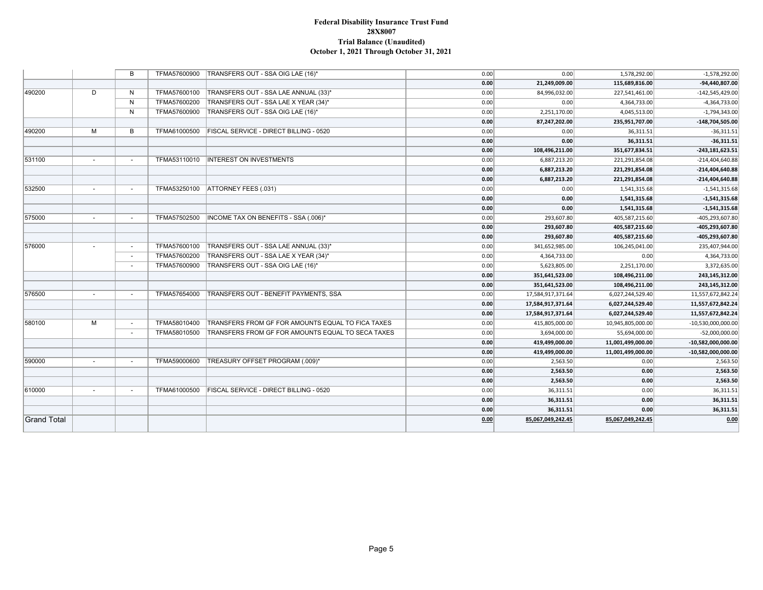**Federal Disability Insurance Trust Fund**
**28X8007**
**Trial Balance (Unaudited)**
**October 1, 2021 Through October 31, 2021**

| | | | | | | | | |
|---|---|---|---|---|---|---|---|---|
| | | B | TFMA57600900 | TRANSFERS OUT - SSA OIG LAE (16)* | 0.00 | 0.00 | 1,578,292.00 | -1,578,292.00 |
| | | | | | **0.00** | **21,249,009.00** | **115,689,816.00** | **-94,440,807.00** |
| 490200 | D | N | TFMA57600100 | TRANSFERS OUT - SSA LAE ANNUAL (33)* | 0.00 | 84,996,032.00 | 227,541,461.00 | -142,545,429.00 |
| | | N | TFMA57600200 | TRANSFERS OUT - SSA LAE X YEAR (34)* | 0.00 | 0.00 | 4,364,733.00 | -4,364,733.00 |
| | | N | TFMA57600900 | TRANSFERS OUT - SSA OIG LAE (16)* | 0.00 | 2,251,170.00 | 4,045,513.00 | -1,794,343.00 |
| | | | | | **0.00** | **87,247,202.00** | **235,951,707.00** | **-148,704,505.00** |
| 490200 | M | B | TFMA61000500 | FISCAL SERVICE - DIRECT BILLING - 0520 | 0.00 | 0.00 | 36,311.51 | -36,311.51 |
| | | | | | **0.00** | **0.00** | **36,311.51** | **-36,311.51** |
| | | | | | **0.00** | **108,496,211.00** | **351,677,834.51** | **-243,181,623.51** |
| 531100 | - | - | TFMA53110010 | INTEREST ON INVESTMENTS | 0.00 | 6,887,213.20 | 221,291,854.08 | -214,404,640.88 |
| | | | | | **0.00** | **6,887,213.20** | **221,291,854.08** | **-214,404,640.88** |
| | | | | | **0.00** | **6,887,213.20** | **221,291,854.08** | **-214,404,640.88** |
| 532500 | - | - | TFMA53250100 | ATTORNEY FEES (.031) | 0.00 | 0.00 | 1,541,315.68 | -1,541,315.68 |
| | | | | | **0.00** | **0.00** | **1,541,315.68** | **-1,541,315.68** |
| | | | | | **0.00** | **0.00** | **1,541,315.68** | **-1,541,315.68** |
| 575000 | - | - | TFMA57502500 | INCOME TAX ON BENEFITS - SSA (.006)* | 0.00 | 293,607.80 | 405,587,215.60 | -405,293,607.80 |
| | | | | | **0.00** | **293,607.80** | **405,587,215.60** | **-405,293,607.80** |
| | | | | | **0.00** | **293,607.80** | **405,587,215.60** | **-405,293,607.80** |
| 576000 | - | - | TFMA57600100 | TRANSFERS OUT - SSA LAE ANNUAL (33)* | 0.00 | 341,652,985.00 | 106,245,041.00 | 235,407,944.00 |
| | | - | TFMA57600200 | TRANSFERS OUT - SSA LAE X YEAR (34)* | 0.00 | 4,364,733.00 | 0.00 | 4,364,733.00 |
| | | - | TFMA57600900 | TRANSFERS OUT - SSA OIG LAE (16)* | 0.00 | 5,623,805.00 | 2,251,170.00 | 3,372,635.00 |
| | | | | | **0.00** | **351,641,523.00** | **108,496,211.00** | **243,145,312.00** |
| | | | | | **0.00** | **351,641,523.00** | **108,496,211.00** | **243,145,312.00** |
| 576500 | - | - | TFMA57654000 | TRANSFERS OUT - BENEFIT PAYMENTS, SSA | 0.00 | 17,584,917,371.64 | 6,027,244,529.40 | 11,557,672,842.24 |
| | | | | | **0.00** | **17,584,917,371.64** | **6,027,244,529.40** | **11,557,672,842.24** |
| | | | | | **0.00** | **17,584,917,371.64** | **6,027,244,529.40** | **11,557,672,842.24** |
| 580100 | M | - | TFMA58010400 | TRANSFERS FROM GF FOR AMOUNTS EQUAL TO FICA TAXES | 0.00 | 415,805,000.00 | 10,945,805,000.00 | -10,530,000,000.00 |
| | | - | TFMA58010500 | TRANSFERS FROM GF FOR AMOUNTS EQUAL TO SECA TAXES | 0.00 | 3,694,000.00 | 55,694,000.00 | -52,000,000.00 |
| | | | | | **0.00** | **419,499,000.00** | **11,001,499,000.00** | **-10,582,000,000.00** |
| | | | | | **0.00** | **419,499,000.00** | **11,001,499,000.00** | **-10,582,000,000.00** |
| 590000 | - | - | TFMA59000600 | TREASURY OFFSET PROGRAM (.009)* | 0.00 | 2,563.50 | 0.00 | 2,563.50 |
| | | | | | **0.00** | **2,563.50** | **0.00** | **2,563.50** |
| | | | | | **0.00** | **2,563.50** | **0.00** | **2,563.50** |
| 610000 | - | - | TFMA61000500 | FISCAL SERVICE - DIRECT BILLING - 0520 | 0.00 | 36,311.51 | 0.00 | 36,311.51 |
| | | | | | **0.00** | **36,311.51** | **0.00** | **36,311.51** |
| | | | | | **0.00** | **36,311.51** | **0.00** | **36,311.51** |
| Grand Total | | | | | **0.00** | **85,067,049,242.45** | **85,067,049,242.45** | **0.00** |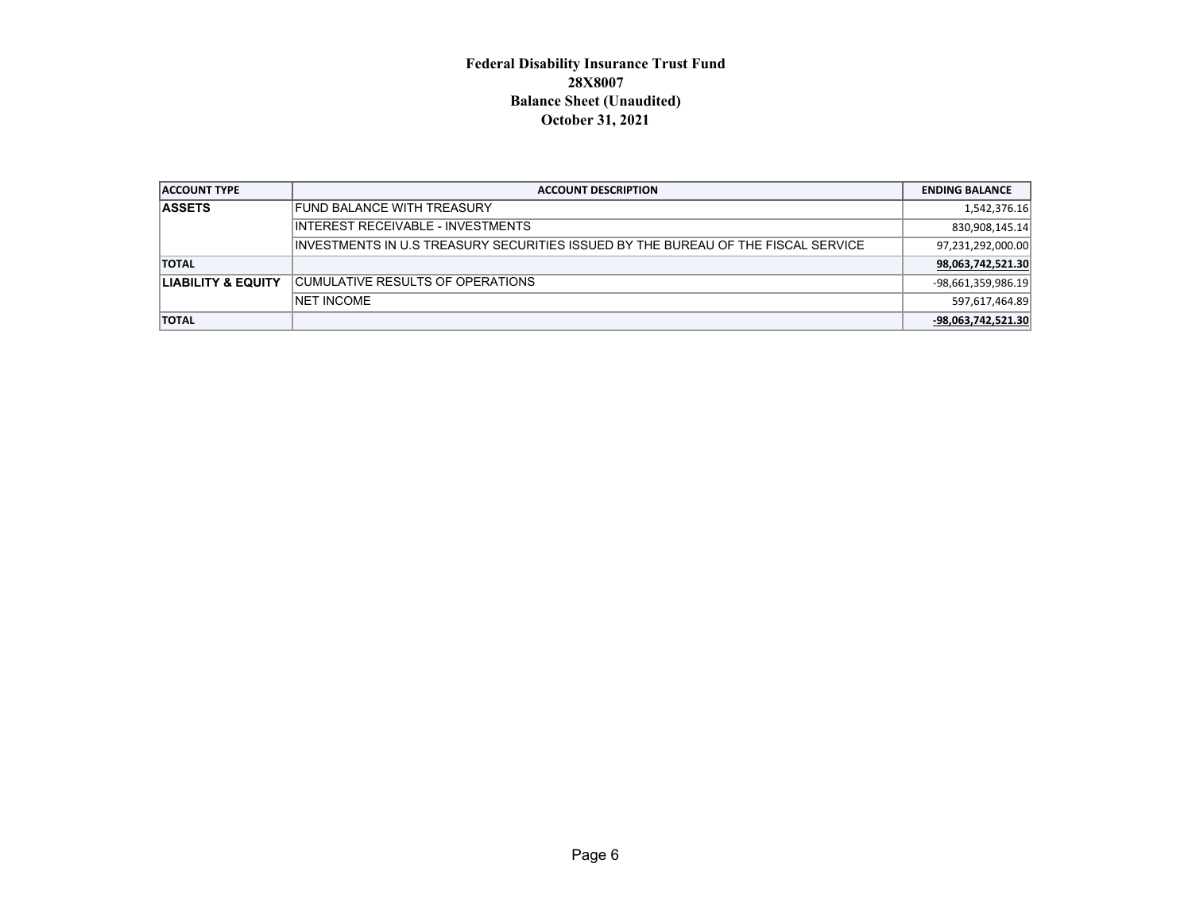# Federal Disability Insurance Trust Fund

## 28X8007

## Balance Sheet (Unaudited)

## October 31, 2021

| ACCOUNT TYPE | ACCOUNT DESCRIPTION | ENDING BALANCE |
|---|---|---|
| **ASSETS** | FUND BALANCE WITH TREASURY | 1,542,376.16 |
| | INTEREST RECEIVABLE - INVESTMENTS | 830,908,145.14 |
| | INVESTMENTS IN U.S TREASURY SECURITIES ISSUED BY THE BUREAU OF THE FISCAL SERVICE | 97,231,292,000.00 |
| **TOTAL** | | **98,063,742,521.30** |
| **LIABILITY & EQUITY** | CUMULATIVE RESULTS OF OPERATIONS | -98,661,359,986.19 |
| | NET INCOME | 597,617,464.89 |
| **TOTAL** | | **-98,063,742,521.30** |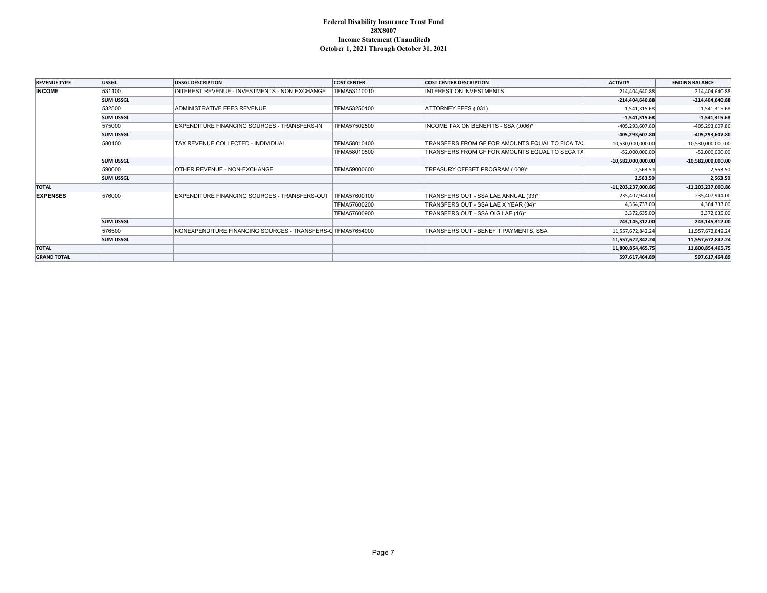**Federal Disability Insurance Trust Fund**
**28X8007**
**Income Statement (Unaudited)**
**October 1, 2021 Through October 31, 2021**

| REVENUE TYPE | USSGL | USSGL DESCRIPTION | COST CENTER | COST CENTER DESCRIPTION | ACTIVITY | ENDING BALANCE |
|---|---|---|---|---|---|---|
| **INCOME** | 531100 | INTEREST REVENUE - INVESTMENTS - NON EXCHANGE | TFMA53110010 | INTEREST ON INVESTMENTS | -214,404,640.88 | -214,404,640.88 |
| | **SUM USSGL** | | | | **-214,404,640.88** | **-214,404,640.88** |
| | 532500 | ADMINISTRATIVE FEES REVENUE | TFMA53250100 | ATTORNEY FEES (.031) | -1,541,315.68 | -1,541,315.68 |
| | **SUM USSGL** | | | | **-1,541,315.68** | **-1,541,315.68** |
| | 575000 | EXPENDITURE FINANCING SOURCES - TRANSFERS-IN | TFMA57502500 | INCOME TAX ON BENEFITS - SSA (.006)* | -405,293,607.80 | -405,293,607.80 |
| | **SUM USSGL** | | | | **-405,293,607.80** | **-405,293,607.80** |
| | 580100 | TAX REVENUE COLLECTED - INDIVIDUAL | TFMA58010400 | TRANSFERS FROM GF FOR AMOUNTS EQUAL TO FICA TA | -10,530,000,000.00 | -10,530,000,000.00 |
| | | | TFMA58010500 | TRANSFERS FROM GF FOR AMOUNTS EQUAL TO SECA TA | -52,000,000.00 | -52,000,000.00 |
| | **SUM USSGL** | | | | **-10,582,000,000.00** | **-10,582,000,000.00** |
| | 590000 | OTHER REVENUE - NON-EXCHANGE | TFMA59000600 | TREASURY OFFSET PROGRAM (.009)* | 2,563.50 | 2,563.50 |
| | **SUM USSGL** | | | | **2,563.50** | **2,563.50** |
| **TOTAL** | | | | | **-11,203,237,000.86** | **-11,203,237,000.86** |
| **EXPENSES** | 576000 | EXPENDITURE FINANCING SOURCES - TRANSFERS-OUT | TFMA57600100 | TRANSFERS OUT - SSA LAE ANNUAL (33)* | 235,407,944.00 | 235,407,944.00 |
| | | | TFMA57600200 | TRANSFERS OUT - SSA LAE X YEAR (34)* | 4,364,733.00 | 4,364,733.00 |
| | | | TFMA57600900 | TRANSFERS OUT - SSA OIG LAE (16)* | 3,372,635.00 | 3,372,635.00 |
| | **SUM USSGL** | | | | **243,145,312.00** | **243,145,312.00** |
| | 576500 | NONEXPENDITURE FINANCING SOURCES - TRANSFERS-C | TFMA57654000 | TRANSFERS OUT - BENEFIT PAYMENTS, SSA | 11,557,672,842.24 | 11,557,672,842.24 |
| | **SUM USSGL** | | | | **11,557,672,842.24** | **11,557,672,842.24** |
| **TOTAL** | | | | | **11,800,854,465.75** | **11,800,854,465.75** |
| **GRAND TOTAL** | | | | | **597,617,464.89** | **597,617,464.89** |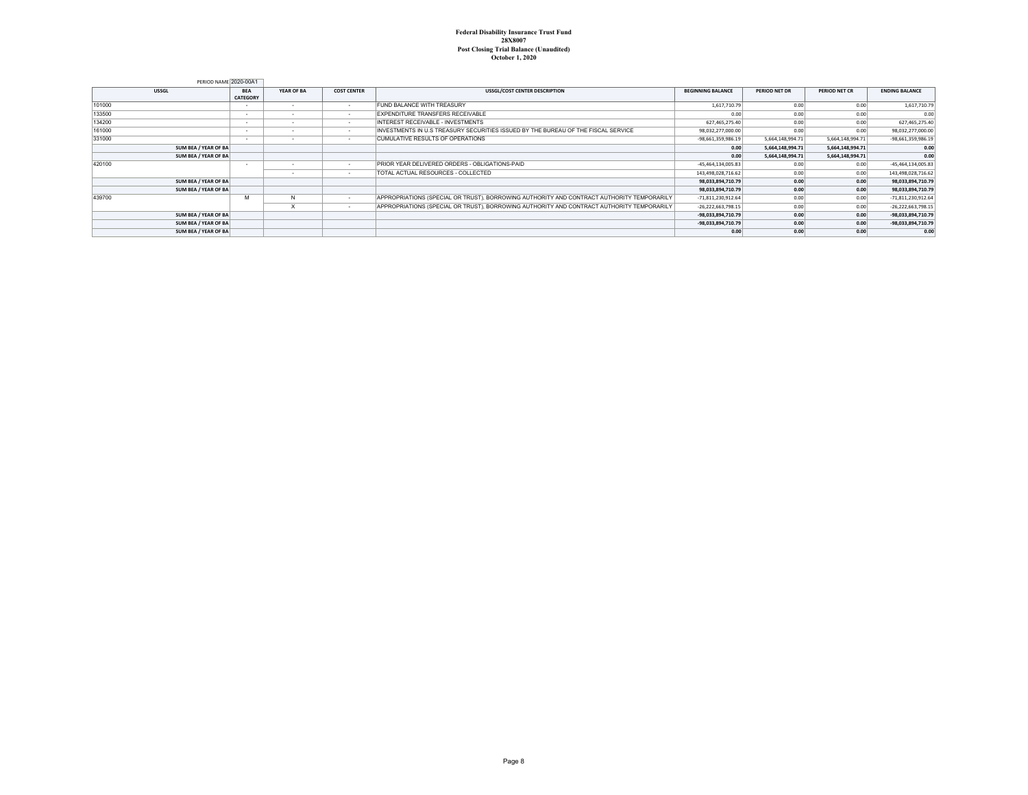**Federal Disability Insurance Trust Fund**
**28X8007**
**Post Closing Trial Balance (Unaudited)**
**October 1, 2020**

PERIOD NAME 2020-00A1

| USSGL | BEA CATEGORY | YEAR OF BA | COST CENTER | USSGL/COST CENTER DESCRIPTION | BEGINNING BALANCE | PERIOD NET DR | PERIOD NET CR | ENDING BALANCE |
|---|---|---|---|---|---|---|---|---|
| 101000 | - | - | - | FUND BALANCE WITH TREASURY | 1,617,710.79 | 0.00 | 0.00 | 1,617,710.79 |
| 133500 | - | - | - | EXPENDITURE TRANSFERS RECEIVABLE | 0.00 | 0.00 | 0.00 | 0.00 |
| 134200 | - | - | - | INTEREST RECEIVABLE - INVESTMENTS | 627,465,275.40 | 0.00 | 0.00 | 627,465,275.40 |
| 161000 | - | - | - | INVESTMENTS IN U.S TREASURY SECURITIES ISSUED BY THE BUREAU OF THE FISCAL SERVICE | 98,032,277,000.00 | 0.00 | 0.00 | 98,032,277,000.00 |
| 331000 | - | - | - | CUMULATIVE RESULTS OF OPERATIONS | -98,661,359,986.19 | 5,664,148,994.71 | 5,664,148,994.71 | -98,661,359,986.19 |
| **SUM BEA / YEAR OF BA** | | | | | **0.00** | **5,664,148,994.71** | **5,664,148,994.71** | **0.00** |
| **SUM BEA / YEAR OF BA** | | | | | **0.00** | **5,664,148,994.71** | **5,664,148,994.71** | **0.00** |
| 420100 | - | - | - | PRIOR YEAR DELIVERED ORDERS - OBLIGATIONS-PAID | -45,464,134,005.83 | 0.00 | 0.00 | -45,464,134,005.83 |
| | | - | - | TOTAL ACTUAL RESOURCES - COLLECTED | 143,498,028,716.62 | 0.00 | 0.00 | 143,498,028,716.62 |
| **SUM BEA / YEAR OF BA** | | | | | **98,033,894,710.79** | **0.00** | **0.00** | **98,033,894,710.79** |
| **SUM BEA / YEAR OF BA** | | | | | **98,033,894,710.79** | **0.00** | **0.00** | **98,033,894,710.79** |
| 439700 | M | N | - | APPROPRIATIONS (SPECIAL OR TRUST), BORROWING AUTHORITY AND CONTRACT AUTHORITY TEMPORARILY | -71,811,230,912.64 | 0.00 | 0.00 | -71,811,230,912.64 |
| | | X | - | APPROPRIATIONS (SPECIAL OR TRUST), BORROWING AUTHORITY AND CONTRACT AUTHORITY TEMPORARILY | -26,222,663,798.15 | 0.00 | 0.00 | -26,222,663,798.15 |
| **SUM BEA / YEAR OF BA** | | | | | **-98,033,894,710.79** | **0.00** | **0.00** | **-98,033,894,710.79** |
| **SUM BEA / YEAR OF BA** | | | | | **-98,033,894,710.79** | **0.00** | **0.00** | **-98,033,894,710.79** |
| **SUM BEA / YEAR OF BA** | | | | | **0.00** | **0.00** | **0.00** | **0.00** |